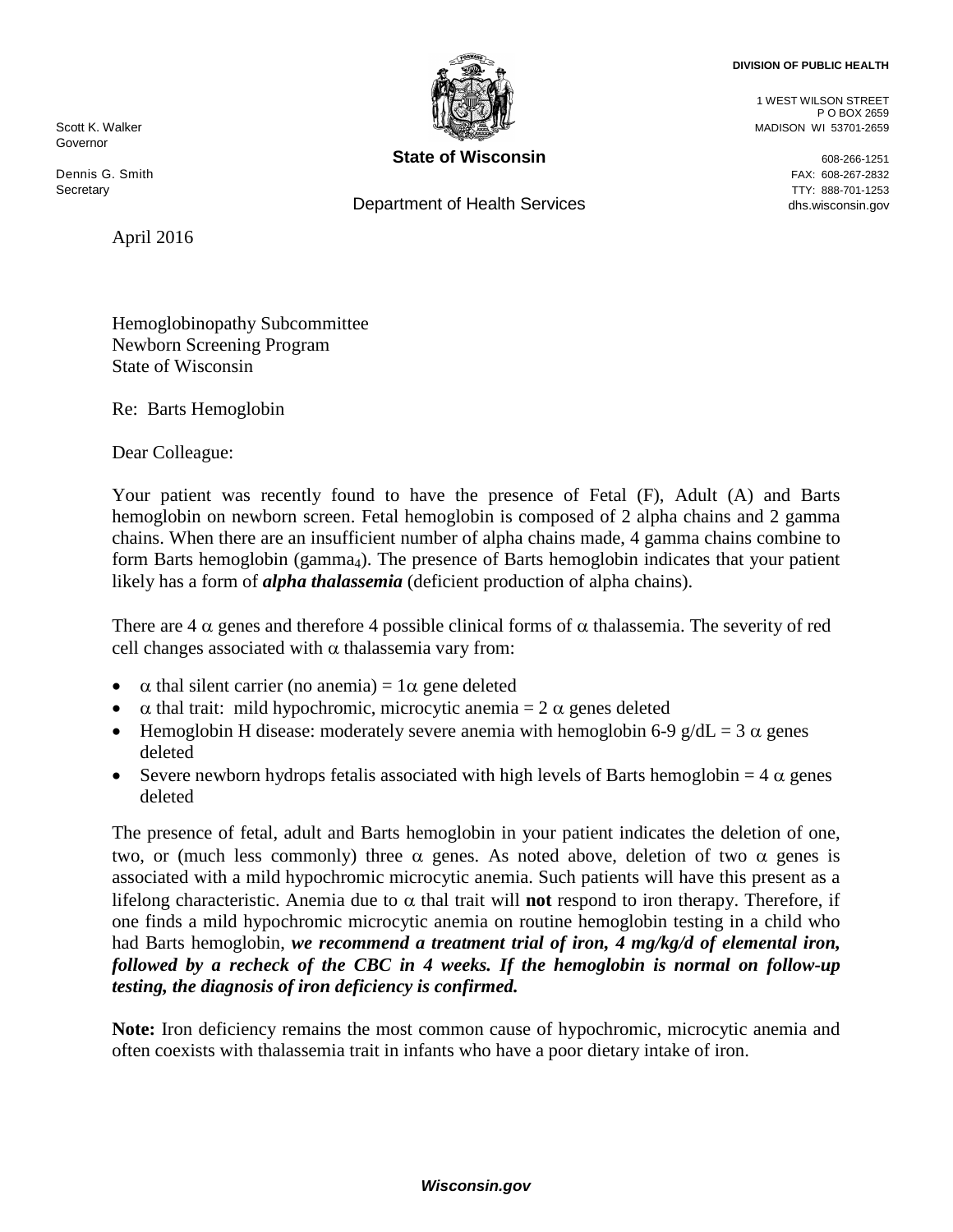Scott K. Walker
Governor

Dennis G. Smith
Secretary

**State of Wisconsin**

Department of Health Services

**DIVISION OF PUBLIC HEALTH**

1 WEST WILSON STREET
P O BOX 2659
MADISON WI 53701-2659

608-266-1251
FAX: 608-267-2832
TTY: 888-701-1253
dhs.wisconsin.gov

April 2016

Hemoglobinopathy Subcommittee
Newborn Screening Program
State of Wisconsin

Re: Barts Hemoglobin

Dear Colleague:

Your patient was recently found to have the presence of Fetal (F), Adult (A) and Barts hemoglobin on newborn screen. Fetal hemoglobin is composed of 2 alpha chains and 2 gamma chains. When there are an insufficient number of alpha chains made, 4 gamma chains combine to form Barts hemoglobin ($gamma_4$). The presence of Barts hemoglobin indicates that your patient likely has a form of ***alpha thalassemia*** (deficient production of alpha chains).

There are 4 $\alpha$ genes and therefore 4 possible clinical forms of $\alpha$ thalassemia. The severity of red cell changes associated with $\alpha$ thalassemia vary from:

- $\alpha$ thal silent carrier (no anemia) = 1$\alpha$ gene deleted
- $\alpha$ thal trait: mild hypochromic, microcytic anemia = 2 $\alpha$ genes deleted
- Hemoglobin H disease: moderately severe anemia with hemoglobin 6-9 g/dL = 3 $\alpha$ genes deleted
- Severe newborn hydrops fetalis associated with high levels of Barts hemoglobin = 4 $\alpha$ genes deleted

The presence of fetal, adult and Barts hemoglobin in your patient indicates the deletion of one, two, or (much less commonly) three $\alpha$ genes. As noted above, deletion of two $\alpha$ genes is associated with a mild hypochromic microcytic anemia. Such patients will have this present as a lifelong characteristic. Anemia due to $\alpha$ thal trait will **not** respond to iron therapy. Therefore, if one finds a mild hypochromic microcytic anemia on routine hemoglobin testing in a child who had Barts hemoglobin, ***we recommend a treatment trial of iron, 4 mg/kg/d of elemental iron, followed by a recheck of the CBC in 4 weeks. If the hemoglobin is normal on follow-up testing, the diagnosis of iron deficiency is confirmed.***

**Note:** Iron deficiency remains the most common cause of hypochromic, microcytic anemia and often coexists with thalassemia trait in infants who have a poor dietary intake of iron.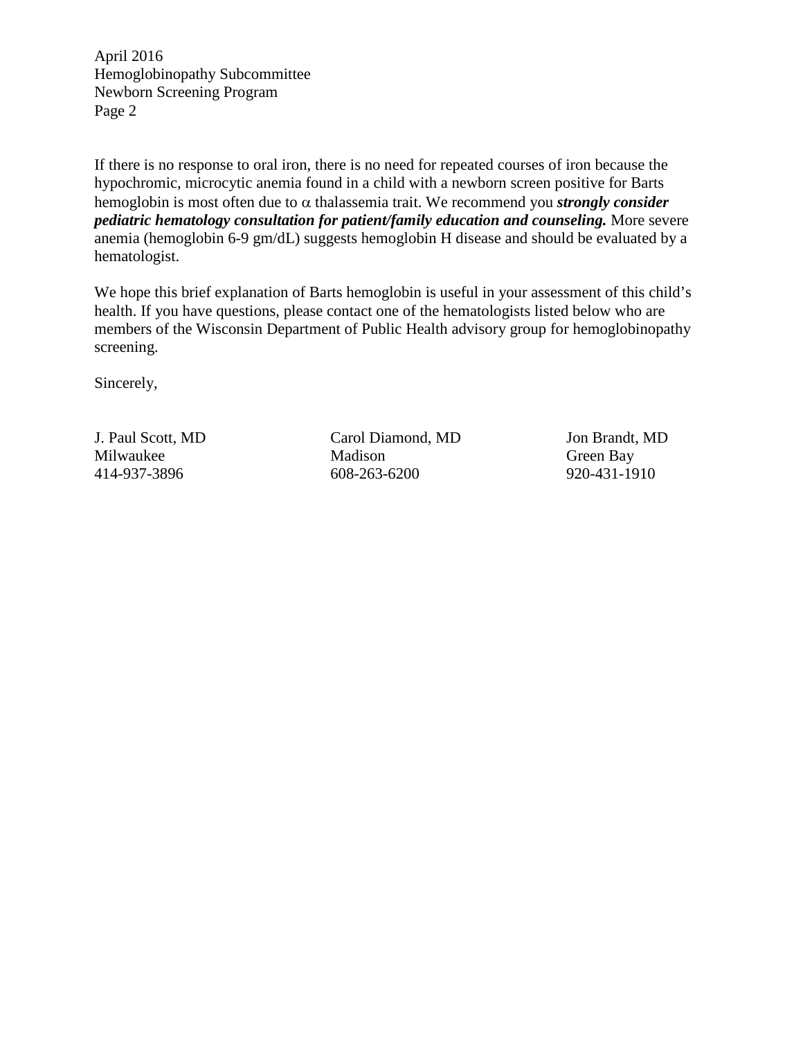If there is no response to oral iron, there is no need for repeated courses of iron because the hypochromic, microcytic anemia found in a child with a newborn screen positive for Barts hemoglobin is most often due to $\alpha$ thalassemia trait. We recommend you ***strongly consider pediatric hematology consultation for patient/family education and counseling.*** More severe anemia (hemoglobin 6-9 gm/dL) suggests hemoglobin H disease and should be evaluated by a hematologist.

We hope this brief explanation of Barts hemoglobin is useful in your assessment of this child's health. If you have questions, please contact one of the hematologists listed below who are members of the Wisconsin Department of Public Health advisory group for hemoglobinopathy screening.

Sincerely,

J. Paul Scott, MD
Milwaukee
414-937-3896

Carol Diamond, MD
Madison
608-263-6200

Jon Brandt, MD
Green Bay
920-431-1910